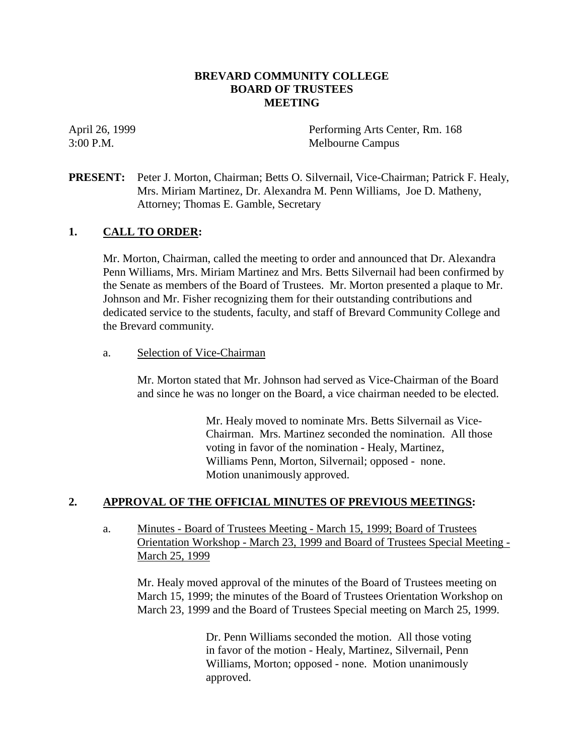**BREVARD COMMUNITY COLLEGE**
**BOARD OF TRUSTEES**
**MEETING**

April 26, 1999
3:00 P.M.

Performing Arts Center, Rm. 168
Melbourne Campus

**PRESENT:** Peter J. Morton, Chairman; Betts O. Silvernail, Vice-Chairman; Patrick F. Healy, Mrs. Miriam Martinez, Dr. Alexandra M. Penn Williams, Joe D. Matheny, Attorney; Thomas E. Gamble, Secretary

## 1. CALL TO ORDER:

Mr. Morton, Chairman, called the meeting to order and announced that Dr. Alexandra Penn Williams, Mrs. Miriam Martinez and Mrs. Betts Silvernail had been confirmed by the Senate as members of the Board of Trustees. Mr. Morton presented a plaque to Mr. Johnson and Mr. Fisher recognizing them for their outstanding contributions and dedicated service to the students, faculty, and staff of Brevard Community College and the Brevard community.

a. Selection of Vice-Chairman

Mr. Morton stated that Mr. Johnson had served as Vice-Chairman of the Board and since he was no longer on the Board, a vice chairman needed to be elected.

> Mr. Healy moved to nominate Mrs. Betts Silvernail as Vice-Chairman. Mrs. Martinez seconded the nomination. All those voting in favor of the nomination - Healy, Martinez, Williams Penn, Morton, Silvernail; opposed - none. Motion unanimously approved.

## 2. APPROVAL OF THE OFFICIAL MINUTES OF PREVIOUS MEETINGS:

a. Minutes - Board of Trustees Meeting - March 15, 1999; Board of Trustees Orientation Workshop - March 23, 1999 and Board of Trustees Special Meeting - March 25, 1999

Mr. Healy moved approval of the minutes of the Board of Trustees meeting on March 15, 1999; the minutes of the Board of Trustees Orientation Workshop on March 23, 1999 and the Board of Trustees Special meeting on March 25, 1999.

> Dr. Penn Williams seconded the motion. All those voting in favor of the motion - Healy, Martinez, Silvernail, Penn Williams, Morton; opposed - none. Motion unanimously approved.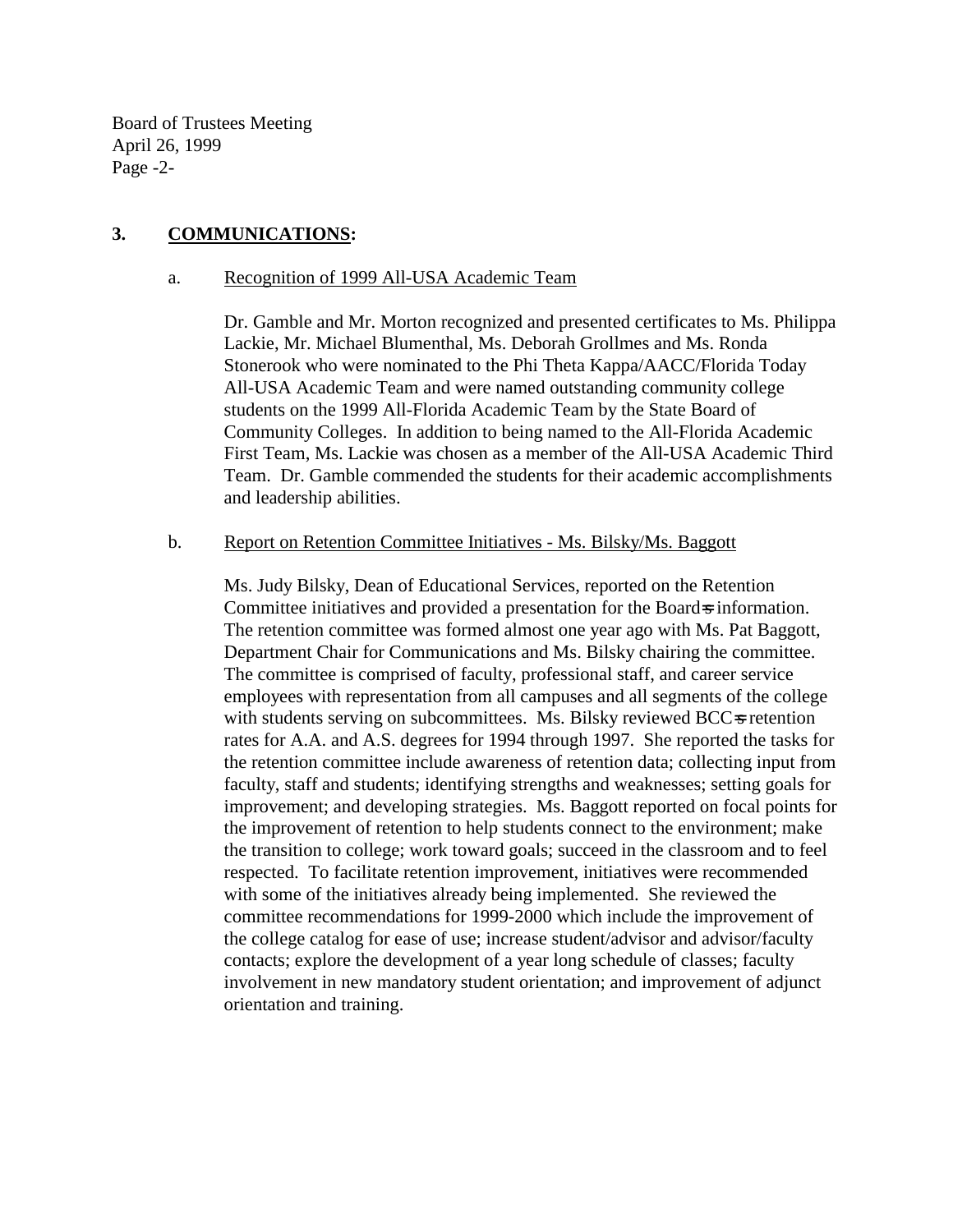## 3. COMMUNICATIONS:

a. Recognition of 1999 All-USA Academic Team

Dr. Gamble and Mr. Morton recognized and presented certificates to Ms. Philippa Lackie, Mr. Michael Blumenthal, Ms. Deborah Grollmes and Ms. Ronda Stonerook who were nominated to the Phi Theta Kappa/AACC/Florida Today All-USA Academic Team and were named outstanding community college students on the 1999 All-Florida Academic Team by the State Board of Community Colleges. In addition to being named to the All-Florida Academic First Team, Ms. Lackie was chosen as a member of the All-USA Academic Third Team. Dr. Gamble commended the students for their academic accomplishments and leadership abilities.

b. Report on Retention Committee Initiatives - Ms. Bilsky/Ms. Baggott

Ms. Judy Bilsky, Dean of Educational Services, reported on the Retention Committee initiatives and provided a presentation for the Board=s information. The retention committee was formed almost one year ago with Ms. Pat Baggott, Department Chair for Communications and Ms. Bilsky chairing the committee. The committee is comprised of faculty, professional staff, and career service employees with representation from all campuses and all segments of the college with students serving on subcommittees. Ms. Bilsky reviewed BCC=s retention rates for A.A. and A.S. degrees for 1994 through 1997. She reported the tasks for the retention committee include awareness of retention data; collecting input from faculty, staff and students; identifying strengths and weaknesses; setting goals for improvement; and developing strategies. Ms. Baggott reported on focal points for the improvement of retention to help students connect to the environment; make the transition to college; work toward goals; succeed in the classroom and to feel respected. To facilitate retention improvement, initiatives were recommended with some of the initiatives already being implemented. She reviewed the committee recommendations for 1999-2000 which include the improvement of the college catalog for ease of use; increase student/advisor and advisor/faculty contacts; explore the development of a year long schedule of classes; faculty involvement in new mandatory student orientation; and improvement of adjunct orientation and training.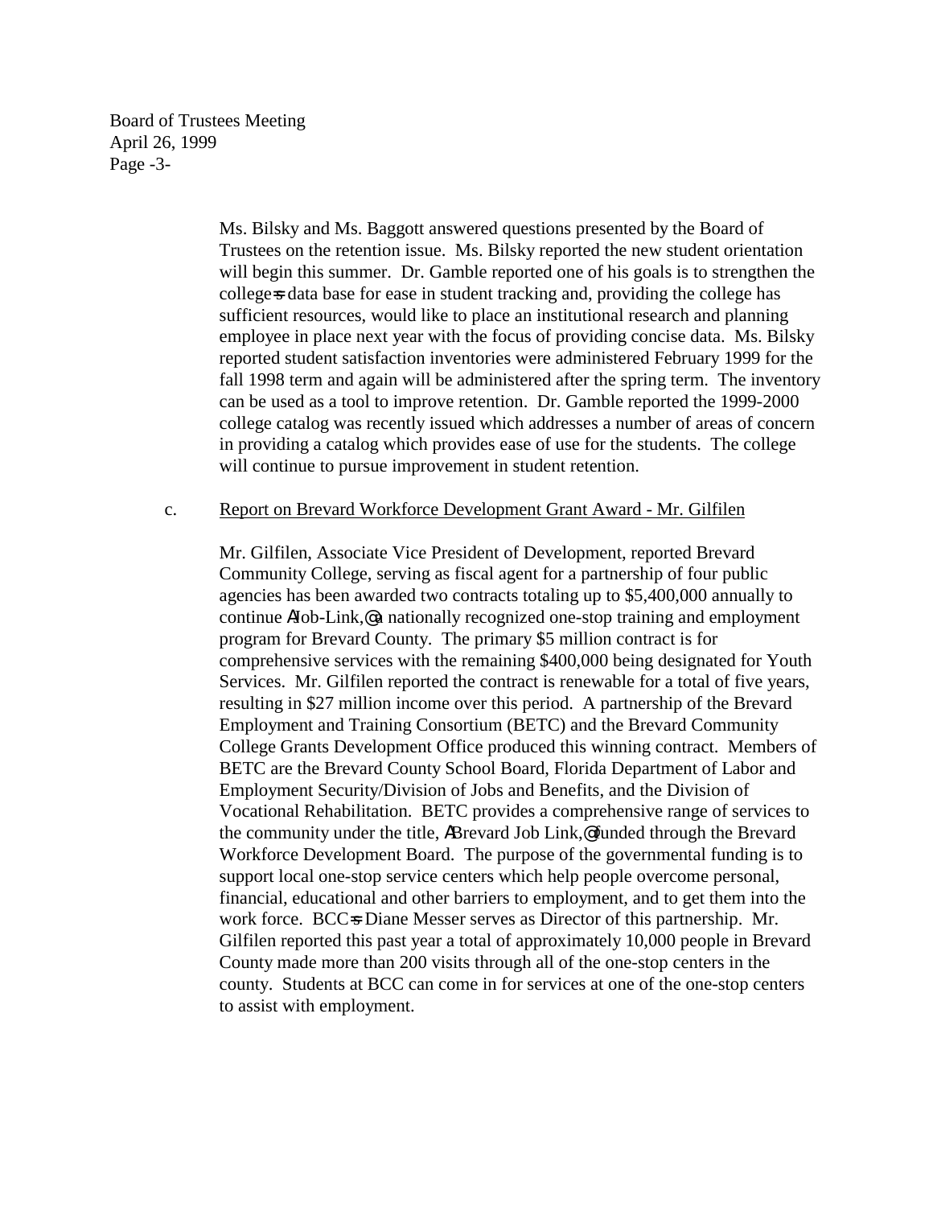Ms. Bilsky and Ms. Baggott answered questions presented by the Board of Trustees on the retention issue. Ms. Bilsky reported the new student orientation will begin this summer. Dr. Gamble reported one of his goals is to strengthen the college=s data base for ease in student tracking and, providing the college has sufficient resources, would like to place an institutional research and planning employee in place next year with the focus of providing concise data. Ms. Bilsky reported student satisfaction inventories were administered February 1999 for the fall 1998 term and again will be administered after the spring term. The inventory can be used as a tool to improve retention. Dr. Gamble reported the 1999-2000 college catalog was recently issued which addresses a number of areas of concern in providing a catalog which provides ease of use for the students. The college will continue to pursue improvement in student retention.

c. Report on Brevard Workforce Development Grant Award - Mr. Gilfilen

Mr. Gilfilen, Associate Vice President of Development, reported Brevard Community College, serving as fiscal agent for a partnership of four public agencies has been awarded two contracts totaling up to $5,400,000 annually to continue AJob-Link,@ a nationally recognized one-stop training and employment program for Brevard County. The primary $5 million contract is for comprehensive services with the remaining $400,000 being designated for Youth Services. Mr. Gilfilen reported the contract is renewable for a total of five years, resulting in $27 million income over this period. A partnership of the Brevard Employment and Training Consortium (BETC) and the Brevard Community College Grants Development Office produced this winning contract. Members of BETC are the Brevard County School Board, Florida Department of Labor and Employment Security/Division of Jobs and Benefits, and the Division of Vocational Rehabilitation. BETC provides a comprehensive range of services to the community under the title, ABrevard Job Link,@ funded through the Brevard Workforce Development Board. The purpose of the governmental funding is to support local one-stop service centers which help people overcome personal, financial, educational and other barriers to employment, and to get them into the work force. BCC=s Diane Messer serves as Director of this partnership. Mr. Gilfilen reported this past year a total of approximately 10,000 people in Brevard County made more than 200 visits through all of the one-stop centers in the county. Students at BCC can come in for services at one of the one-stop centers to assist with employment.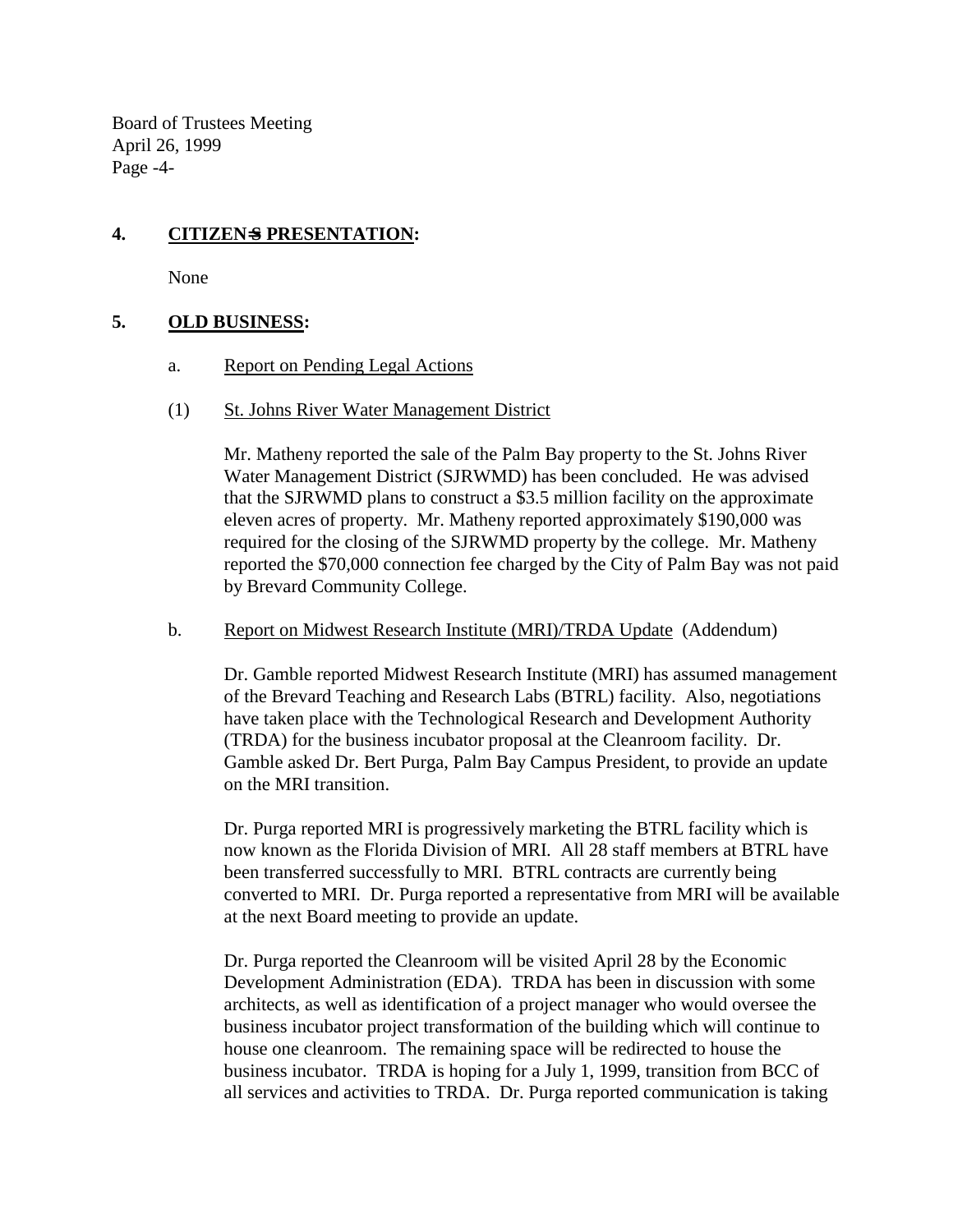## 4. CITIZEN=S PRESENTATION:

None

## 5. OLD BUSINESS:

a. Report on Pending Legal Actions

(1) St. Johns River Water Management District

Mr. Matheny reported the sale of the Palm Bay property to the St. Johns River Water Management District (SJRWMD) has been concluded. He was advised that the SJRWMD plans to construct a $3.5 million facility on the approximate eleven acres of property. Mr. Matheny reported approximately $190,000 was required for the closing of the SJRWMD property by the college. Mr. Matheny reported the $70,000 connection fee charged by the City of Palm Bay was not paid by Brevard Community College.

b. Report on Midwest Research Institute (MRI)/TRDA Update (Addendum)

Dr. Gamble reported Midwest Research Institute (MRI) has assumed management of the Brevard Teaching and Research Labs (BTRL) facility. Also, negotiations have taken place with the Technological Research and Development Authority (TRDA) for the business incubator proposal at the Cleanroom facility. Dr. Gamble asked Dr. Bert Purga, Palm Bay Campus President, to provide an update on the MRI transition.

Dr. Purga reported MRI is progressively marketing the BTRL facility which is now known as the Florida Division of MRI. All 28 staff members at BTRL have been transferred successfully to MRI. BTRL contracts are currently being converted to MRI. Dr. Purga reported a representative from MRI will be available at the next Board meeting to provide an update.

Dr. Purga reported the Cleanroom will be visited April 28 by the Economic Development Administration (EDA). TRDA has been in discussion with some architects, as well as identification of a project manager who would oversee the business incubator project transformation of the building which will continue to house one cleanroom. The remaining space will be redirected to house the business incubator. TRDA is hoping for a July 1, 1999, transition from BCC of all services and activities to TRDA. Dr. Purga reported communication is taking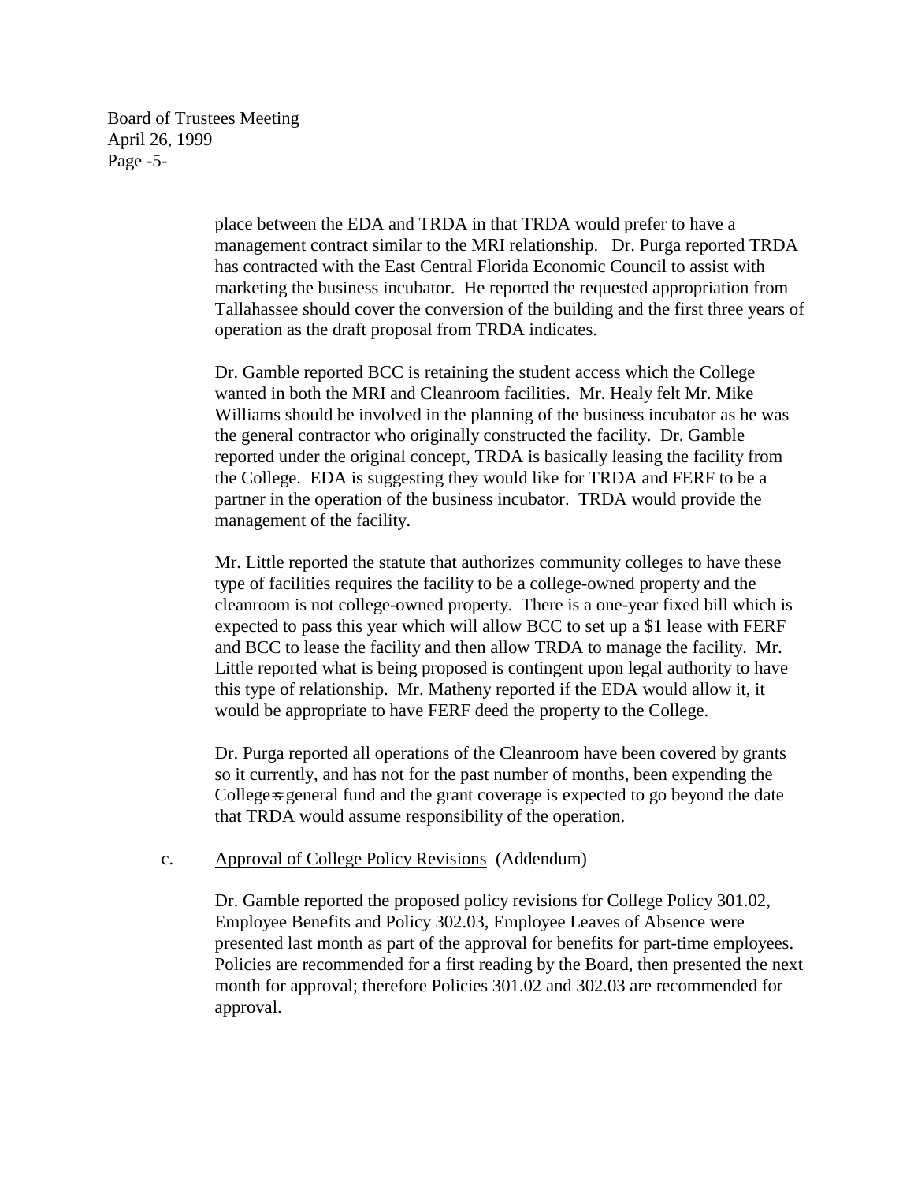place between the EDA and TRDA in that TRDA would prefer to have a management contract similar to the MRI relationship. Dr. Purga reported TRDA has contracted with the East Central Florida Economic Council to assist with marketing the business incubator. He reported the requested appropriation from Tallahassee should cover the conversion of the building and the first three years of operation as the draft proposal from TRDA indicates.

Dr. Gamble reported BCC is retaining the student access which the College wanted in both the MRI and Cleanroom facilities. Mr. Healy felt Mr. Mike Williams should be involved in the planning of the business incubator as he was the general contractor who originally constructed the facility. Dr. Gamble reported under the original concept, TRDA is basically leasing the facility from the College. EDA is suggesting they would like for TRDA and FERF to be a partner in the operation of the business incubator. TRDA would provide the management of the facility.

Mr. Little reported the statute that authorizes community colleges to have these type of facilities requires the facility to be a college-owned property and the cleanroom is not college-owned property. There is a one-year fixed bill which is expected to pass this year which will allow BCC to set up a $1 lease with FERF and BCC to lease the facility and then allow TRDA to manage the facility. Mr. Little reported what is being proposed is contingent upon legal authority to have this type of relationship. Mr. Matheny reported if the EDA would allow it, it would be appropriate to have FERF deed the property to the College.

Dr. Purga reported all operations of the Cleanroom have been covered by grants so it currently, and has not for the past number of months, been expending the College=s general fund and the grant coverage is expected to go beyond the date that TRDA would assume responsibility of the operation.

c. Approval of College Policy Revisions (Addendum)

Dr. Gamble reported the proposed policy revisions for College Policy 301.02, Employee Benefits and Policy 302.03, Employee Leaves of Absence were presented last month as part of the approval for benefits for part-time employees. Policies are recommended for a first reading by the Board, then presented the next month for approval; therefore Policies 301.02 and 302.03 are recommended for approval.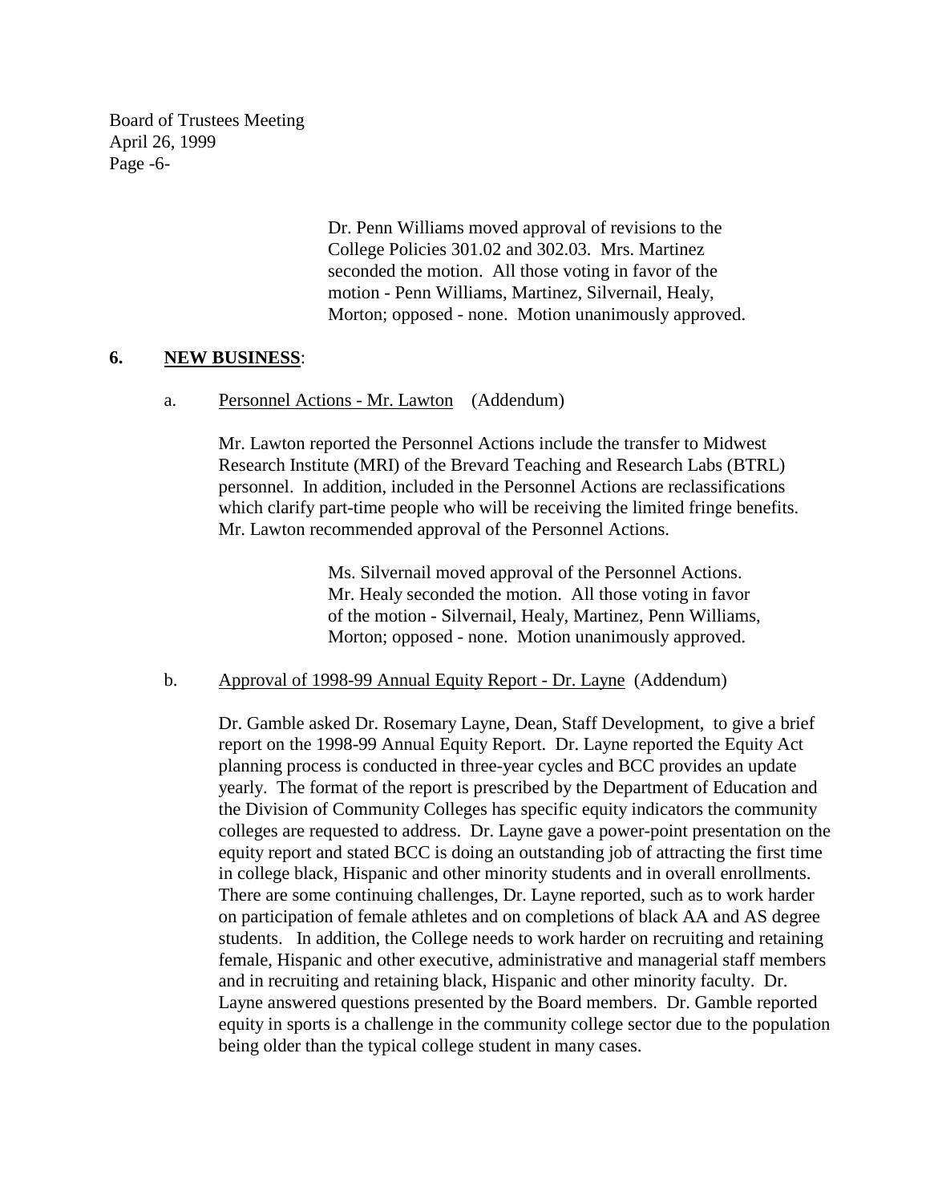Dr. Penn Williams moved approval of revisions to the College Policies 301.02 and 302.03. Mrs. Martinez seconded the motion. All those voting in favor of the motion - Penn Williams, Martinez, Silvernail, Healy, Morton; opposed - none. Motion unanimously approved.

**6. NEW BUSINESS:**

a. Personnel Actions - Mr. Lawton (Addendum)

Mr. Lawton reported the Personnel Actions include the transfer to Midwest Research Institute (MRI) of the Brevard Teaching and Research Labs (BTRL) personnel. In addition, included in the Personnel Actions are reclassifications which clarify part-time people who will be receiving the limited fringe benefits. Mr. Lawton recommended approval of the Personnel Actions.

Ms. Silvernail moved approval of the Personnel Actions. Mr. Healy seconded the motion. All those voting in favor of the motion - Silvernail, Healy, Martinez, Penn Williams, Morton; opposed - none. Motion unanimously approved.

b. Approval of 1998-99 Annual Equity Report - Dr. Layne (Addendum)

Dr. Gamble asked Dr. Rosemary Layne, Dean, Staff Development, to give a brief report on the 1998-99 Annual Equity Report. Dr. Layne reported the Equity Act planning process is conducted in three-year cycles and BCC provides an update yearly. The format of the report is prescribed by the Department of Education and the Division of Community Colleges has specific equity indicators the community colleges are requested to address. Dr. Layne gave a power-point presentation on the equity report and stated BCC is doing an outstanding job of attracting the first time in college black, Hispanic and other minority students and in overall enrollments. There are some continuing challenges, Dr. Layne reported, such as to work harder on participation of female athletes and on completions of black AA and AS degree students. In addition, the College needs to work harder on recruiting and retaining female, Hispanic and other executive, administrative and managerial staff members and in recruiting and retaining black, Hispanic and other minority faculty. Dr. Layne answered questions presented by the Board members. Dr. Gamble reported equity in sports is a challenge in the community college sector due to the population being older than the typical college student in many cases.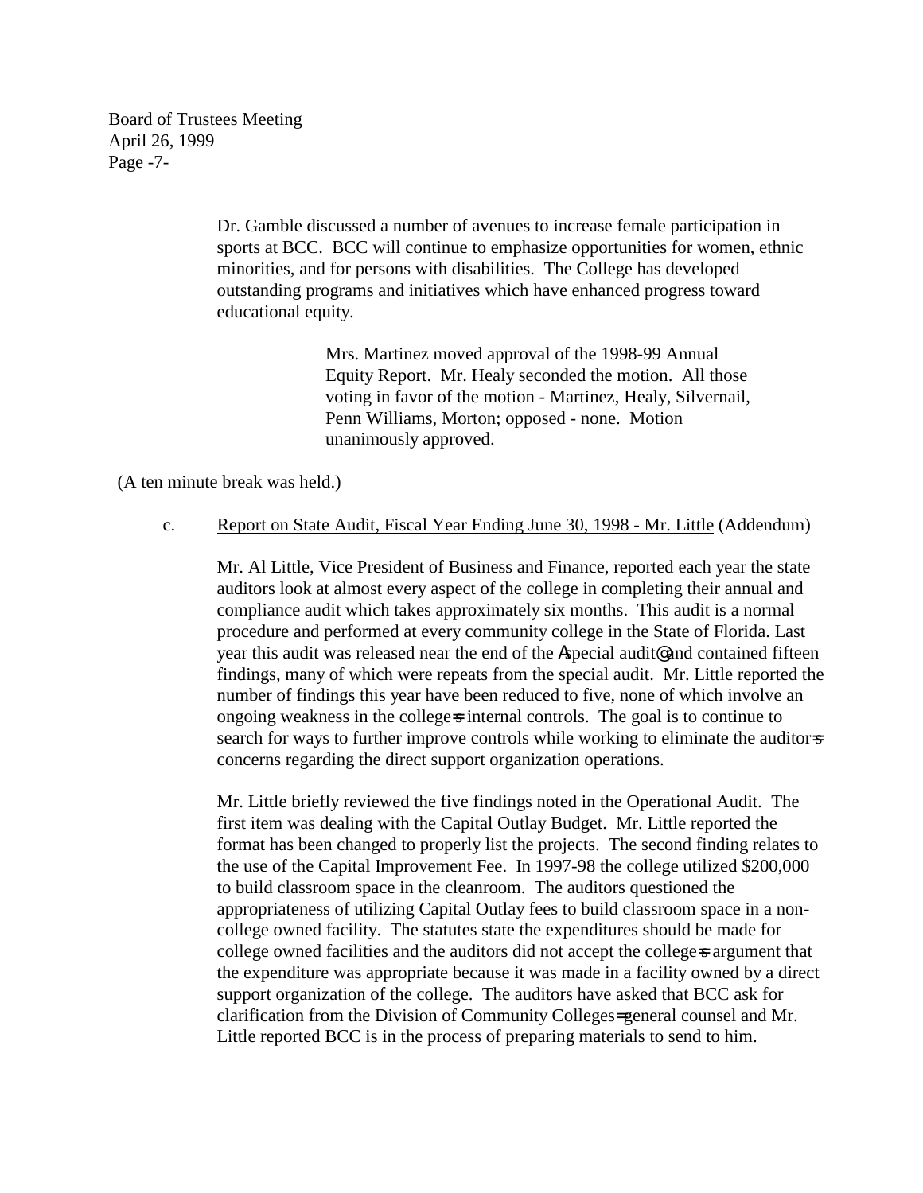Dr. Gamble discussed a number of avenues to increase female participation in sports at BCC. BCC will continue to emphasize opportunities for women, ethnic minorities, and for persons with disabilities. The College has developed outstanding programs and initiatives which have enhanced progress toward educational equity.

> Mrs. Martinez moved approval of the 1998-99 Annual Equity Report. Mr. Healy seconded the motion. All those voting in favor of the motion - Martinez, Healy, Silvernail, Penn Williams, Morton; opposed - none. Motion unanimously approved.

(A ten minute break was held.)

c. Report on State Audit, Fiscal Year Ending June 30, 1998 - Mr. Little (Addendum)

Mr. Al Little, Vice President of Business and Finance, reported each year the state auditors look at almost every aspect of the college in completing their annual and compliance audit which takes approximately six months. This audit is a normal procedure and performed at every community college in the State of Florida. Last year this audit was released near the end of the Aspecial audit@ and contained fifteen findings, many of which were repeats from the special audit. Mr. Little reported the number of findings this year have been reduced to five, none of which involve an ongoing weakness in the college=s internal controls. The goal is to continue to search for ways to further improve controls while working to eliminate the auditor=s concerns regarding the direct support organization operations.

Mr. Little briefly reviewed the five findings noted in the Operational Audit. The first item was dealing with the Capital Outlay Budget. Mr. Little reported the format has been changed to properly list the projects. The second finding relates to the use of the Capital Improvement Fee. In 1997-98 the college utilized $200,000 to build classroom space in the cleanroom. The auditors questioned the appropriateness of utilizing Capital Outlay fees to build classroom space in a non-college owned facility. The statutes state the expenditures should be made for college owned facilities and the auditors did not accept the college=s argument that the expenditure was appropriate because it was made in a facility owned by a direct support organization of the college. The auditors have asked that BCC ask for clarification from the Division of Community Colleges= general counsel and Mr. Little reported BCC is in the process of preparing materials to send to him.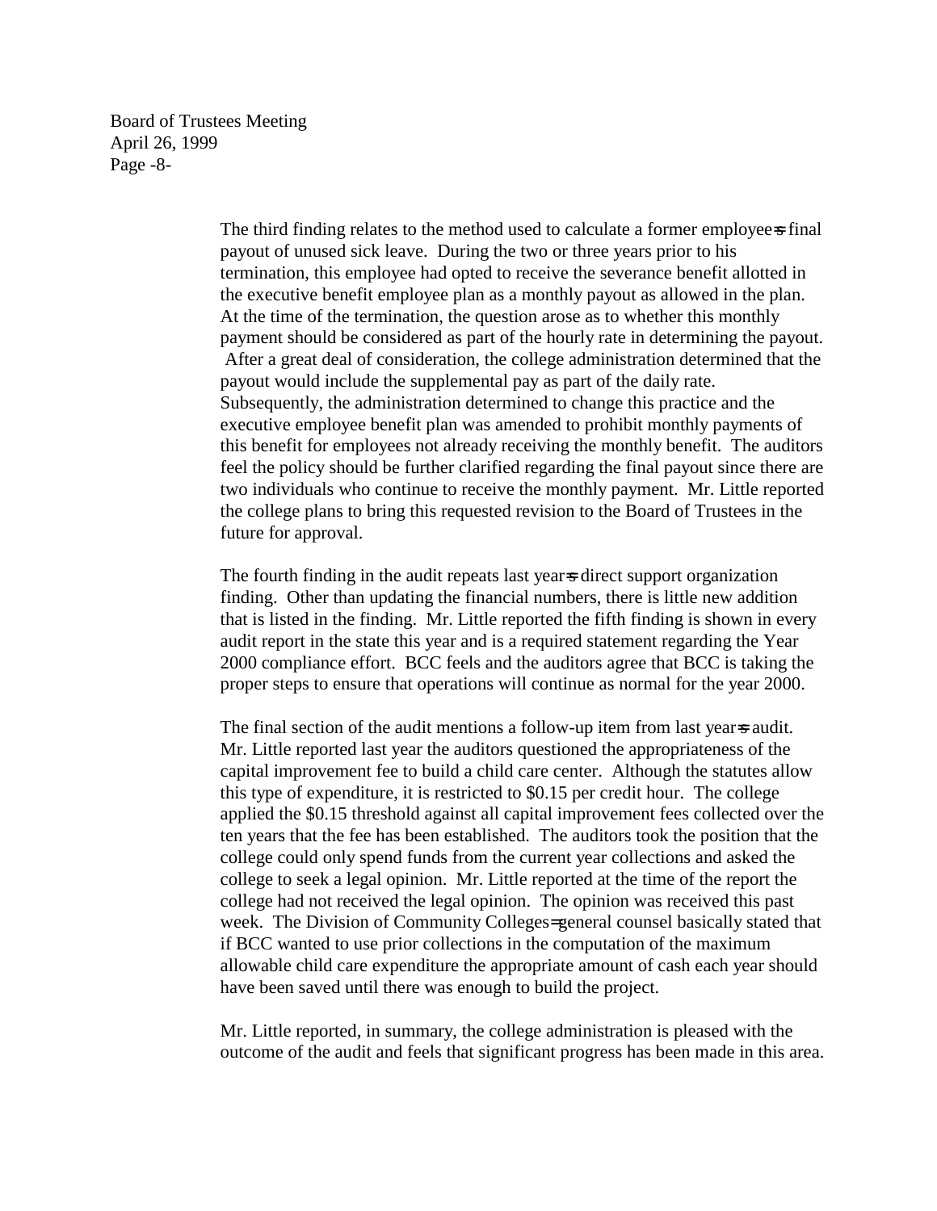The third finding relates to the method used to calculate a former employee=s final payout of unused sick leave. During the two or three years prior to his termination, this employee had opted to receive the severance benefit allotted in the executive benefit employee plan as a monthly payout as allowed in the plan. At the time of the termination, the question arose as to whether this monthly payment should be considered as part of the hourly rate in determining the payout. After a great deal of consideration, the college administration determined that the payout would include the supplemental pay as part of the daily rate. Subsequently, the administration determined to change this practice and the executive employee benefit plan was amended to prohibit monthly payments of this benefit for employees not already receiving the monthly benefit. The auditors feel the policy should be further clarified regarding the final payout since there are two individuals who continue to receive the monthly payment. Mr. Little reported the college plans to bring this requested revision to the Board of Trustees in the future for approval.

The fourth finding in the audit repeats last year=s direct support organization finding. Other than updating the financial numbers, there is little new addition that is listed in the finding. Mr. Little reported the fifth finding is shown in every audit report in the state this year and is a required statement regarding the Year 2000 compliance effort. BCC feels and the auditors agree that BCC is taking the proper steps to ensure that operations will continue as normal for the year 2000.

The final section of the audit mentions a follow-up item from last year=s audit. Mr. Little reported last year the auditors questioned the appropriateness of the capital improvement fee to build a child care center. Although the statutes allow this type of expenditure, it is restricted to $0.15 per credit hour. The college applied the $0.15 threshold against all capital improvement fees collected over the ten years that the fee has been established. The auditors took the position that the college could only spend funds from the current year collections and asked the college to seek a legal opinion. Mr. Little reported at the time of the report the college had not received the legal opinion. The opinion was received this past week. The Division of Community Colleges=general counsel basically stated that if BCC wanted to use prior collections in the computation of the maximum allowable child care expenditure the appropriate amount of cash each year should have been saved until there was enough to build the project.

Mr. Little reported, in summary, the college administration is pleased with the outcome of the audit and feels that significant progress has been made in this area.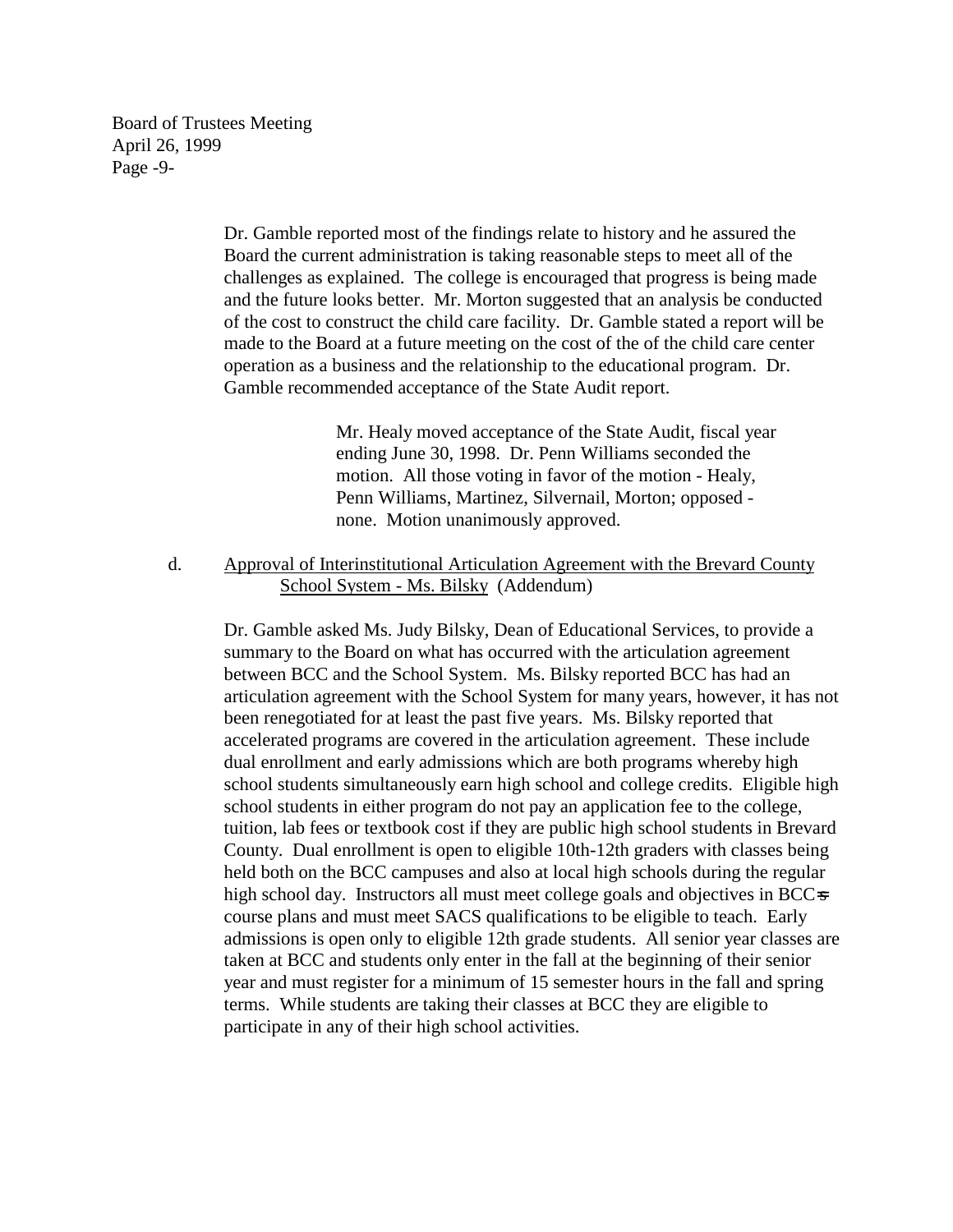Dr. Gamble reported most of the findings relate to history and he assured the Board the current administration is taking reasonable steps to meet all of the challenges as explained. The college is encouraged that progress is being made and the future looks better. Mr. Morton suggested that an analysis be conducted of the cost to construct the child care facility. Dr. Gamble stated a report will be made to the Board at a future meeting on the cost of the of the child care center operation as a business and the relationship to the educational program. Dr. Gamble recommended acceptance of the State Audit report.

> Mr. Healy moved acceptance of the State Audit, fiscal year ending June 30, 1998. Dr. Penn Williams seconded the motion. All those voting in favor of the motion - Healy, Penn Williams, Martinez, Silvernail, Morton; opposed - none. Motion unanimously approved.

d. Approval of Interinstitutional Articulation Agreement with the Brevard County School System - Ms. Bilsky (Addendum)

Dr. Gamble asked Ms. Judy Bilsky, Dean of Educational Services, to provide a summary to the Board on what has occurred with the articulation agreement between BCC and the School System. Ms. Bilsky reported BCC has had an articulation agreement with the School System for many years, however, it has not been renegotiated for at least the past five years. Ms. Bilsky reported that accelerated programs are covered in the articulation agreement. These include dual enrollment and early admissions which are both programs whereby high school students simultaneously earn high school and college credits. Eligible high school students in either program do not pay an application fee to the college, tuition, lab fees or textbook cost if they are public high school students in Brevard County. Dual enrollment is open to eligible 10th-12th graders with classes being held both on the BCC campuses and also at local high schools during the regular high school day. Instructors all must meet college goals and objectives in BCC's course plans and must meet SACS qualifications to be eligible to teach. Early admissions is open only to eligible 12th grade students. All senior year classes are taken at BCC and students only enter in the fall at the beginning of their senior year and must register for a minimum of 15 semester hours in the fall and spring terms. While students are taking their classes at BCC they are eligible to participate in any of their high school activities.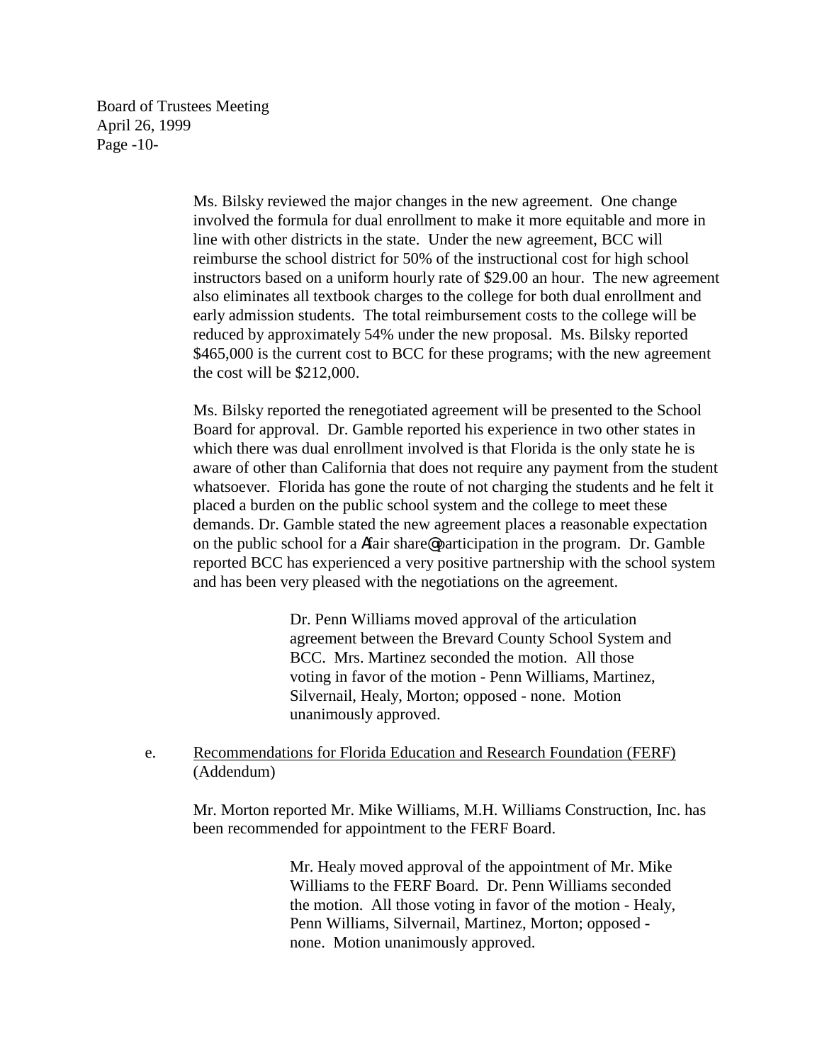Ms. Bilsky reviewed the major changes in the new agreement. One change involved the formula for dual enrollment to make it more equitable and more in line with other districts in the state. Under the new agreement, BCC will reimburse the school district for 50% of the instructional cost for high school instructors based on a uniform hourly rate of $29.00 an hour. The new agreement also eliminates all textbook charges to the college for both dual enrollment and early admission students. The total reimbursement costs to the college will be reduced by approximately 54% under the new proposal. Ms. Bilsky reported $465,000 is the current cost to BCC for these programs; with the new agreement the cost will be $212,000.

Ms. Bilsky reported the renegotiated agreement will be presented to the School Board for approval. Dr. Gamble reported his experience in two other states in which there was dual enrollment involved is that Florida is the only state he is aware of other than California that does not require any payment from the student whatsoever. Florida has gone the route of not charging the students and he felt it placed a burden on the public school system and the college to meet these demands. Dr. Gamble stated the new agreement places a reasonable expectation on the public school for a Afair share@ participation in the program. Dr. Gamble reported BCC has experienced a very positive partnership with the school system and has been very pleased with the negotiations on the agreement.

> Dr. Penn Williams moved approval of the articulation agreement between the Brevard County School System and BCC. Mrs. Martinez seconded the motion. All those voting in favor of the motion - Penn Williams, Martinez, Silvernail, Healy, Morton; opposed - none. Motion unanimously approved.

e. Recommendations for Florida Education and Research Foundation (FERF) (Addendum)

Mr. Morton reported Mr. Mike Williams, M.H. Williams Construction, Inc. has been recommended for appointment to the FERF Board.

> Mr. Healy moved approval of the appointment of Mr. Mike Williams to the FERF Board. Dr. Penn Williams seconded the motion. All those voting in favor of the motion - Healy, Penn Williams, Silvernail, Martinez, Morton; opposed - none. Motion unanimously approved.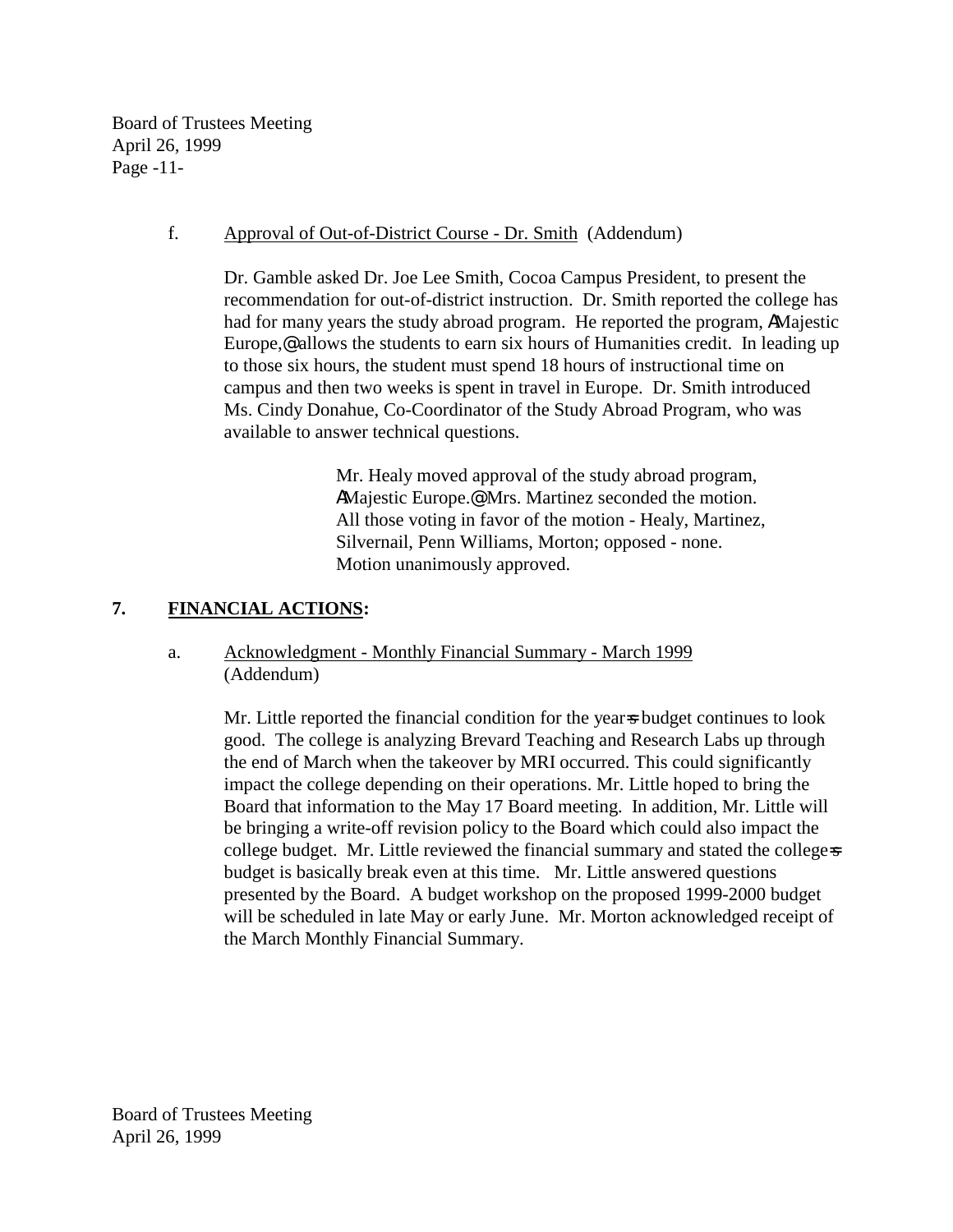f. Approval of Out-of-District Course - Dr. Smith (Addendum)

Dr. Gamble asked Dr. Joe Lee Smith, Cocoa Campus President, to present the recommendation for out-of-district instruction. Dr. Smith reported the college has had for many years the study abroad program. He reported the program, AMajestic Europe,@ allows the students to earn six hours of Humanities credit. In leading up to those six hours, the student must spend 18 hours of instructional time on campus and then two weeks is spent in travel in Europe. Dr. Smith introduced Ms. Cindy Donahue, Co-Coordinator of the Study Abroad Program, who was available to answer technical questions.

> Mr. Healy moved approval of the study abroad program, AMajestic Europe.@ Mrs. Martinez seconded the motion. All those voting in favor of the motion - Healy, Martinez, Silvernail, Penn Williams, Morton; opposed - none. Motion unanimously approved.

## 7. FINANCIAL ACTIONS:

a. Acknowledgment - Monthly Financial Summary - March 1999 (Addendum)

Mr. Little reported the financial condition for the year=s budget continues to look good. The college is analyzing Brevard Teaching and Research Labs up through the end of March when the takeover by MRI occurred. This could significantly impact the college depending on their operations. Mr. Little hoped to bring the Board that information to the May 17 Board meeting. In addition, Mr. Little will be bringing a write-off revision policy to the Board which could also impact the college budget. Mr. Little reviewed the financial summary and stated the college=s budget is basically break even at this time. Mr. Little answered questions presented by the Board. A budget workshop on the proposed 1999-2000 budget will be scheduled in late May or early June. Mr. Morton acknowledged receipt of the March Monthly Financial Summary.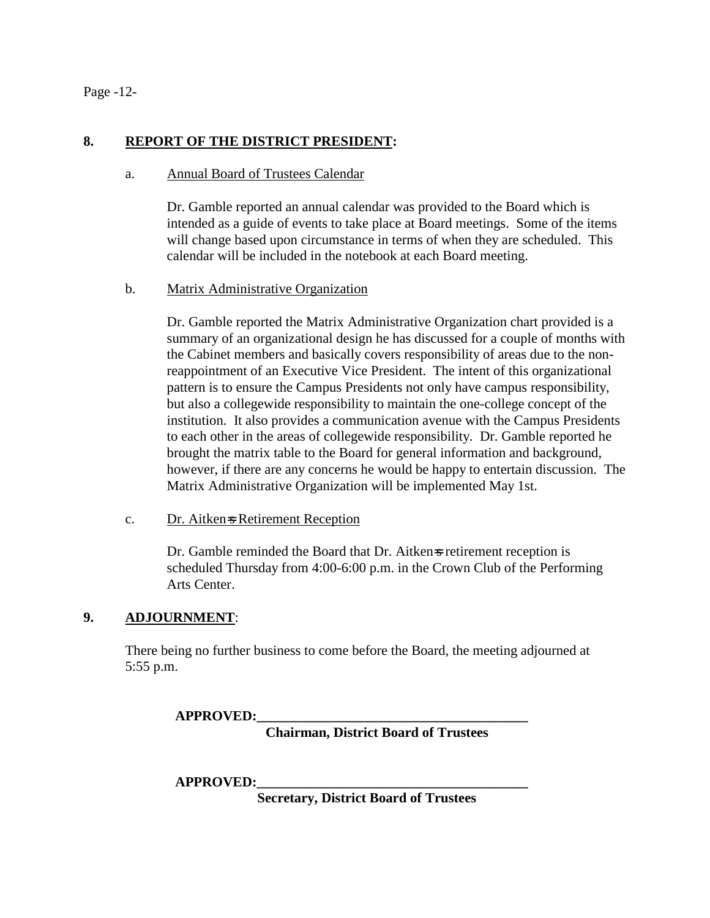**8. REPORT OF THE DISTRICT PRESIDENT:**

a. Annual Board of Trustees Calendar

Dr. Gamble reported an annual calendar was provided to the Board which is intended as a guide of events to take place at Board meetings. Some of the items will change based upon circumstance in terms of when they are scheduled. This calendar will be included in the notebook at each Board meeting.

b. Matrix Administrative Organization

Dr. Gamble reported the Matrix Administrative Organization chart provided is a summary of an organizational design he has discussed for a couple of months with the Cabinet members and basically covers responsibility of areas due to the non-reappointment of an Executive Vice President. The intent of this organizational pattern is to ensure the Campus Presidents not only have campus responsibility, but also a collegewide responsibility to maintain the one-college concept of the institution. It also provides a communication avenue with the Campus Presidents to each other in the areas of collegewide responsibility. Dr. Gamble reported he brought the matrix table to the Board for general information and background, however, if there are any concerns he would be happy to entertain discussion. The Matrix Administrative Organization will be implemented May 1st.

c. Dr. Aitken=s Retirement Reception

Dr. Gamble reminded the Board that Dr. Aitken=s retirement reception is scheduled Thursday from 4:00-6:00 p.m. in the Crown Club of the Performing Arts Center.

**9. ADJOURNMENT:**

There being no further business to come before the Board, the meeting adjourned at 5:55 p.m.

**APPROVED:\_\_\_\_\_\_\_\_\_\_\_\_\_\_\_\_\_\_\_\_\_\_\_\_\_\_\_\_\_\_\_\_\_\_\_\_\_\_\_\_**
**Chairman, District Board of Trustees**

**APPROVED:\_\_\_\_\_\_\_\_\_\_\_\_\_\_\_\_\_\_\_\_\_\_\_\_\_\_\_\_\_\_\_\_\_\_\_\_\_\_\_\_**
**Secretary, District Board of Trustees**